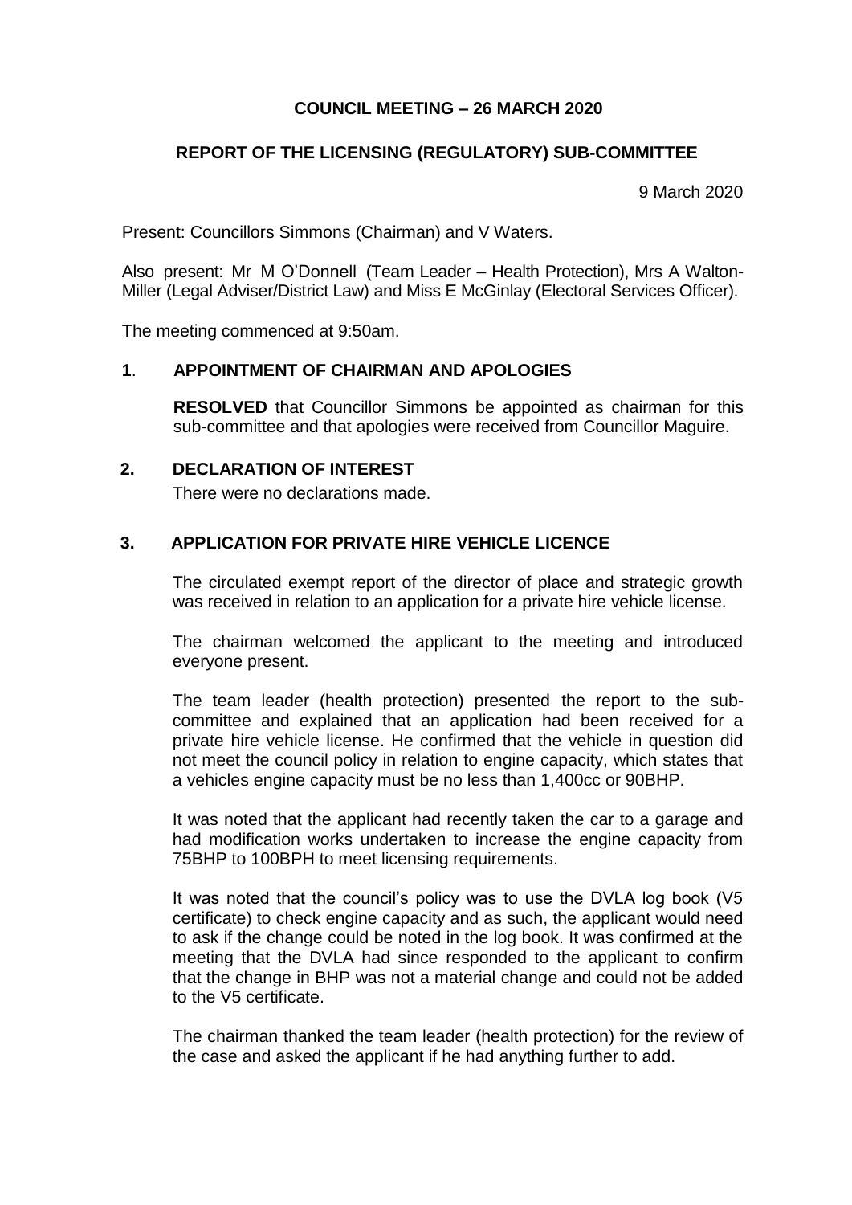**COUNCIL MEETING – 26 MARCH 2020**

**REPORT OF THE LICENSING (REGULATORY) SUB-COMMITTEE**

9 March 2020

Present: Councillors Simmons (Chairman) and V Waters.

Also present: Mr M O'Donnell (Team Leader – Health Protection), Mrs A Walton-Miller (Legal Adviser/District Law) and Miss E McGinlay (Electoral Services Officer).

The meeting commenced at 9:50am.

**1**. **APPOINTMENT OF CHAIRMAN AND APOLOGIES**

**RESOLVED** that Councillor Simmons be appointed as chairman for this sub-committee and that apologies were received from Councillor Maguire.

**2. DECLARATION OF INTEREST**

There were no declarations made.

**3. APPLICATION FOR PRIVATE HIRE VEHICLE LICENCE**

The circulated exempt report of the director of place and strategic growth was received in relation to an application for a private hire vehicle license.

The chairman welcomed the applicant to the meeting and introduced everyone present.

The team leader (health protection) presented the report to the sub-committee and explained that an application had been received for a private hire vehicle license. He confirmed that the vehicle in question did not meet the council policy in relation to engine capacity, which states that a vehicles engine capacity must be no less than 1,400cc or 90BHP.

It was noted that the applicant had recently taken the car to a garage and had modification works undertaken to increase the engine capacity from 75BHP to 100BPH to meet licensing requirements.

It was noted that the council's policy was to use the DVLA log book (V5 certificate) to check engine capacity and as such, the applicant would need to ask if the change could be noted in the log book. It was confirmed at the meeting that the DVLA had since responded to the applicant to confirm that the change in BHP was not a material change and could not be added to the V5 certificate.

The chairman thanked the team leader (health protection) for the review of the case and asked the applicant if he had anything further to add.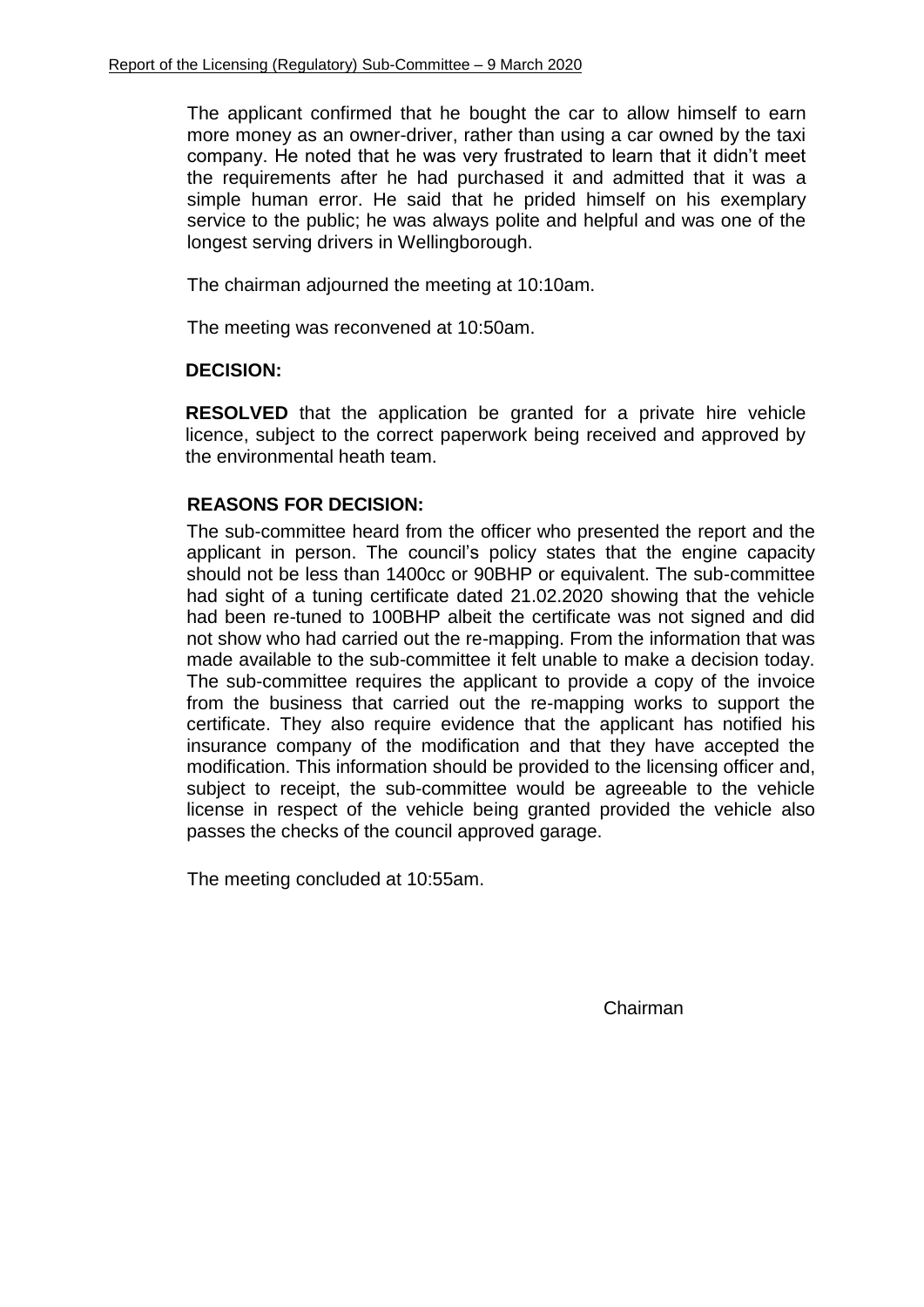The applicant confirmed that he bought the car to allow himself to earn more money as an owner-driver, rather than using a car owned by the taxi company. He noted that he was very frustrated to learn that it didn't meet the requirements after he had purchased it and admitted that it was a simple human error. He said that he prided himself on his exemplary service to the public; he was always polite and helpful and was one of the longest serving drivers in Wellingborough.

The chairman adjourned the meeting at 10:10am.

The meeting was reconvened at 10:50am.

**DECISION:**

**RESOLVED** that the application be granted for a private hire vehicle licence, subject to the correct paperwork being received and approved by the environmental heath team.

**REASONS FOR DECISION:**

The sub-committee heard from the officer who presented the report and the applicant in person. The council's policy states that the engine capacity should not be less than 1400cc or 90BHP or equivalent. The sub-committee had sight of a tuning certificate dated 21.02.2020 showing that the vehicle had been re-tuned to 100BHP albeit the certificate was not signed and did not show who had carried out the re-mapping. From the information that was made available to the sub-committee it felt unable to make a decision today. The sub-committee requires the applicant to provide a copy of the invoice from the business that carried out the re-mapping works to support the certificate. They also require evidence that the applicant has notified his insurance company of the modification and that they have accepted the modification. This information should be provided to the licensing officer and, subject to receipt, the sub-committee would be agreeable to the vehicle license in respect of the vehicle being granted provided the vehicle also passes the checks of the council approved garage.

The meeting concluded at 10:55am.

Chairman